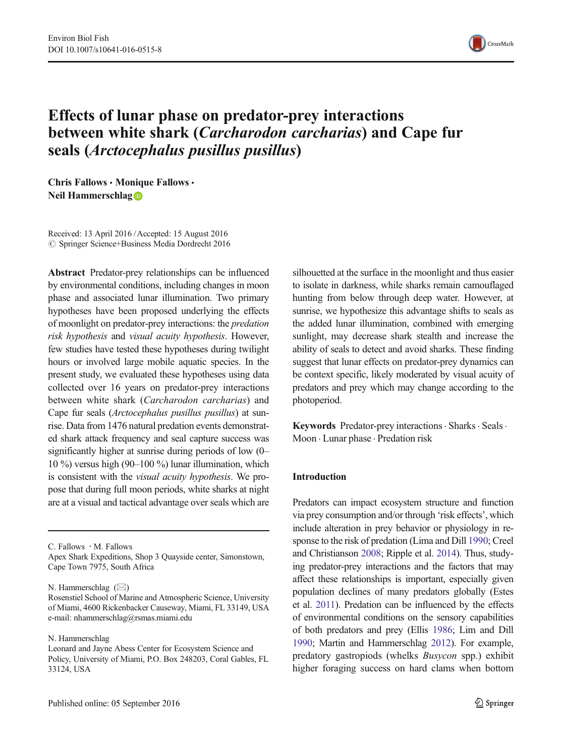# Effects of lunar phase on predator-prey interactions between white shark (*Carcharodon carcharias*) and Cape fur seals (*Arctocephalus pusillus pusillus*)

**Chris Fallows · Monique Fallows · Neil Hammerschlag**

Received: 13 April 2016 / Accepted: 15 August 2016
© Springer Science+Business Media Dordrecht 2016

**Abstract** Predator-prey relationships can be influenced by environmental conditions, including changes in moon phase and associated lunar illumination. Two primary hypotheses have been proposed underlying the effects of moonlight on predator-prey interactions: the *predation risk hypothesis* and *visual acuity hypothesis*. However, few studies have tested these hypotheses during twilight hours or involved large mobile aquatic species. In the present study, we evaluated these hypotheses using data collected over 16 years on predator-prey interactions between white shark (*Carcharodon carcharias*) and Cape fur seals (*Arctocephalus pusillus pusillus*) at sunrise. Data from 1476 natural predation events demonstrated shark attack frequency and seal capture success was significantly higher at sunrise during periods of low (0–10 %) versus high (90–100 %) lunar illumination, which is consistent with the *visual acuity hypothesis*. We propose that during full moon periods, white sharks at night are at a visual and tactical advantage over seals which are silhouetted at the surface in the moonlight and thus easier to isolate in darkness, while sharks remain camouflaged hunting from below through deep water. However, at sunrise, we hypothesize this advantage shifts to seals as the added lunar illumination, combined with emerging sunlight, may decrease shark stealth and increase the ability of seals to detect and avoid sharks. These finding suggest that lunar effects on predator-prey dynamics can be context specific, likely moderated by visual acuity of predators and prey which may change according to the photoperiod.

**Keywords** Predator-prey interactions · Sharks · Seals · Moon · Lunar phase · Predation risk

C. Fallows · M. Fallows
Apex Shark Expeditions, Shop 3 Quayside center, Simonstown, Cape Town 7975, South Africa

N. Hammerschlag (✉)
Rosenstiel School of Marine and Atmospheric Science, University of Miami, 4600 Rickenbacker Causeway, Miami, FL 33149, USA
e-mail: nhammerschlag@rsmas.miami.edu

N. Hammerschlag
Leonard and Jayne Abess Center for Ecosystem Science and Policy, University of Miami, P.O. Box 248203, Coral Gables, FL 33124, USA

## Introduction

Predators can impact ecosystem structure and function via prey consumption and/or through 'risk effects', which include alteration in prey behavior or physiology in response to the risk of predation (Lima and Dill 1990; Creel and Christianson 2008; Ripple et al. 2014). Thus, studying predator-prey interactions and the factors that may affect these relationships is important, especially given population declines of many predators globally (Estes et al. 2011). Predation can be influenced by the effects of environmental conditions on the sensory capabilities of both predators and prey (Ellis 1986; Lim and Dill 1990; Martin and Hammerschlag 2012). For example, predatory gastropiods (whelks *Busycon* spp.) exhibit higher foraging success on hard clams when bottom

Published online: 05 September 2016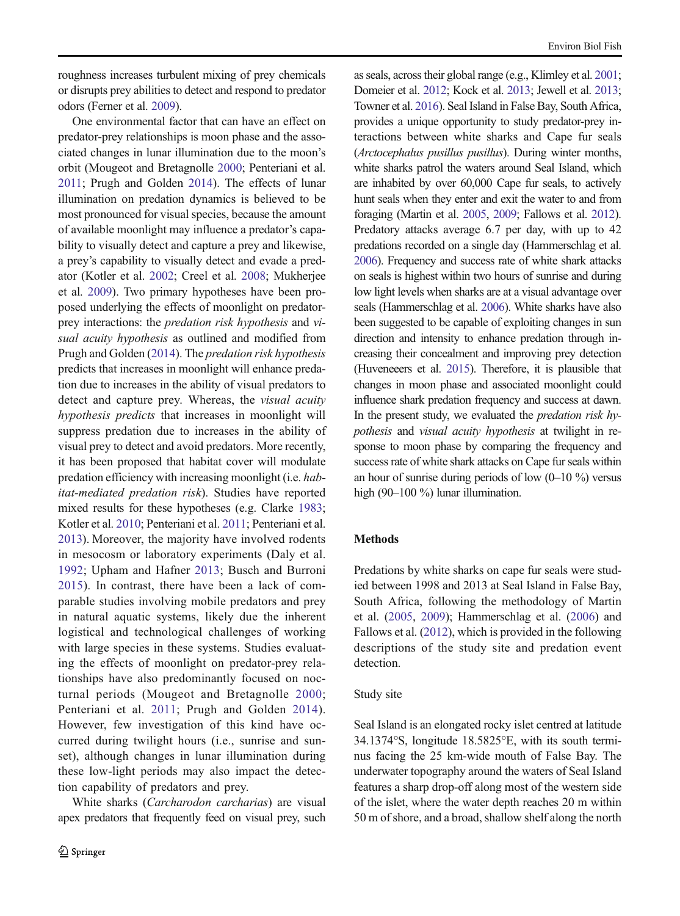roughness increases turbulent mixing of prey chemicals or disrupts prey abilities to detect and respond to predator odors (Ferner et al. 2009).

One environmental factor that can have an effect on predator-prey relationships is moon phase and the associated changes in lunar illumination due to the moon's orbit (Mougeot and Bretagnolle 2000; Penteriani et al. 2011; Prugh and Golden 2014). The effects of lunar illumination on predation dynamics is believed to be most pronounced for visual species, because the amount of available moonlight may influence a predator's capability to visually detect and capture a prey and likewise, a prey's capability to visually detect and evade a predator (Kotler et al. 2002; Creel et al. 2008; Mukherjee et al. 2009). Two primary hypotheses have been proposed underlying the effects of moonlight on predator-prey interactions: the *predation risk hypothesis* and *visual acuity hypothesis* as outlined and modified from Prugh and Golden (2014). The *predation risk hypothesis* predicts that increases in moonlight will enhance predation due to increases in the ability of visual predators to detect and capture prey. Whereas, the *visual acuity hypothesis predicts* that increases in moonlight will suppress predation due to increases in the ability of visual prey to detect and avoid predators. More recently, it has been proposed that habitat cover will modulate predation efficiency with increasing moonlight (i.e. *habitat-mediated predation risk*). Studies have reported mixed results for these hypotheses (e.g. Clarke 1983; Kotler et al. 2010; Penteriani et al. 2011; Penteriani et al. 2013). Moreover, the majority have involved rodents in mesocosm or laboratory experiments (Daly et al. 1992; Upham and Hafner 2013; Busch and Burroni 2015). In contrast, there have been a lack of comparable studies involving mobile predators and prey in natural aquatic systems, likely due the inherent logistical and technological challenges of working with large species in these systems. Studies evaluating the effects of moonlight on predator-prey relationships have also predominantly focused on nocturnal periods (Mougeot and Bretagnolle 2000; Penteriani et al. 2011; Prugh and Golden 2014). However, few investigation of this kind have occurred during twilight hours (i.e., sunrise and sunset), although changes in lunar illumination during these low-light periods may also impact the detection capability of predators and prey.

White sharks (*Carcharodon carcharias*) are visual apex predators that frequently feed on visual prey, such as seals, across their global range (e.g., Klimley et al. 2001; Domeier et al. 2012; Kock et al. 2013; Jewell et al. 2013; Towner et al. 2016). Seal Island in False Bay, South Africa, provides a unique opportunity to study predator-prey interactions between white sharks and Cape fur seals (*Arctocephalus pusillus pusillus*). During winter months, white sharks patrol the waters around Seal Island, which are inhabited by over 60,000 Cape fur seals, to actively hunt seals when they enter and exit the water to and from foraging (Martin et al. 2005, 2009; Fallows et al. 2012). Predatory attacks average 6.7 per day, with up to 42 predations recorded on a single day (Hammerschlag et al. 2006). Frequency and success rate of white shark attacks on seals is highest within two hours of sunrise and during low light levels when sharks are at a visual advantage over seals (Hammerschlag et al. 2006). White sharks have also been suggested to be capable of exploiting changes in sun direction and intensity to enhance predation through increasing their concealment and improving prey detection (Huveneeers et al. 2015). Therefore, it is plausible that changes in moon phase and associated moonlight could influence shark predation frequency and success at dawn. In the present study, we evaluated the *predation risk hypothesis* and *visual acuity hypothesis* at twilight in response to moon phase by comparing the frequency and success rate of white shark attacks on Cape fur seals within an hour of sunrise during periods of low (0–10 %) versus high (90–100 %) lunar illumination.

## Methods

Predations by white sharks on cape fur seals were studied between 1998 and 2013 at Seal Island in False Bay, South Africa, following the methodology of Martin et al. (2005, 2009); Hammerschlag et al. (2006) and Fallows et al. (2012), which is provided in the following descriptions of the study site and predation event detection.

### Study site

Seal Island is an elongated rocky islet centred at latitude 34.1374°S, longitude 18.5825°E, with its south terminus facing the 25 km-wide mouth of False Bay. The underwater topography around the waters of Seal Island features a sharp drop-off along most of the western side of the islet, where the water depth reaches 20 m within 50 m of shore, and a broad, shallow shelf along the north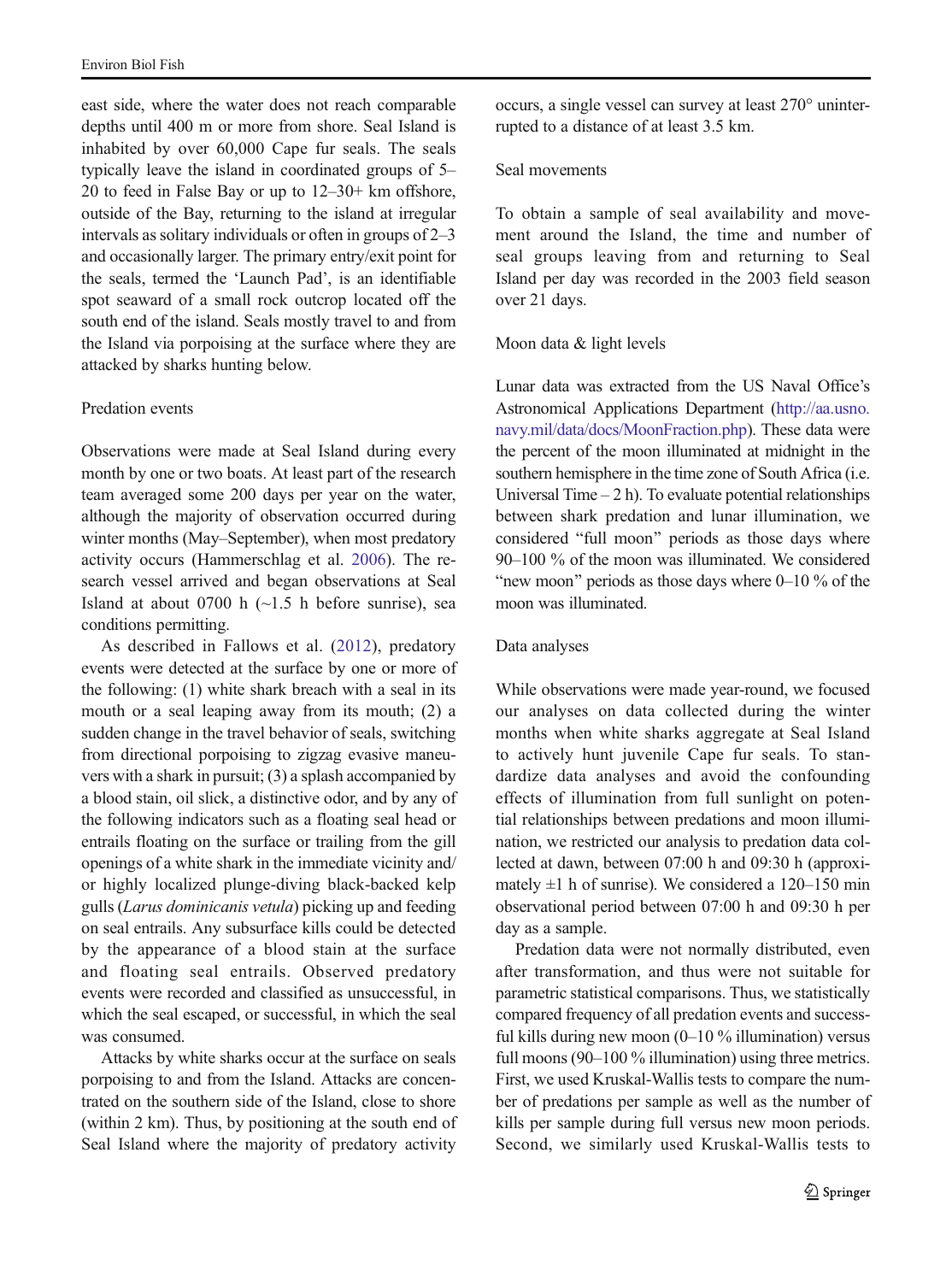east side, where the water does not reach comparable depths until 400 m or more from shore. Seal Island is inhabited by over 60,000 Cape fur seals. The seals typically leave the island in coordinated groups of 5–20 to feed in False Bay or up to 12–30+ km offshore, outside of the Bay, returning to the island at irregular intervals as solitary individuals or often in groups of 2–3 and occasionally larger. The primary entry/exit point for the seals, termed the 'Launch Pad', is an identifiable spot seaward of a small rock outcrop located off the south end of the island. Seals mostly travel to and from the Island via porpoising at the surface where they are attacked by sharks hunting below.

### Predation events

Observations were made at Seal Island during every month by one or two boats. At least part of the research team averaged some 200 days per year on the water, although the majority of observation occurred during winter months (May–September), when most predatory activity occurs (Hammerschlag et al. 2006). The research vessel arrived and began observations at Seal Island at about 0700 h (~1.5 h before sunrise), sea conditions permitting.

As described in Fallows et al. (2012), predatory events were detected at the surface by one or more of the following: (1) white shark breach with a seal in its mouth or a seal leaping away from its mouth; (2) a sudden change in the travel behavior of seals, switching from directional porpoising to zigzag evasive maneuvers with a shark in pursuit; (3) a splash accompanied by a blood stain, oil slick, a distinctive odor, and by any of the following indicators such as a floating seal head or entrails floating on the surface or trailing from the gill openings of a white shark in the immediate vicinity and/or highly localized plunge-diving black-backed kelp gulls (*Larus dominicanis vetula*) picking up and feeding on seal entrails. Any subsurface kills could be detected by the appearance of a blood stain at the surface and floating seal entrails. Observed predatory events were recorded and classified as unsuccessful, in which the seal escaped, or successful, in which the seal was consumed.

Attacks by white sharks occur at the surface on seals porpoising to and from the Island. Attacks are concentrated on the southern side of the Island, close to shore (within 2 km). Thus, by positioning at the south end of Seal Island where the majority of predatory activity occurs, a single vessel can survey at least 270° uninterrupted to a distance of at least 3.5 km.

### Seal movements

To obtain a sample of seal availability and movement around the Island, the time and number of seal groups leaving from and returning to Seal Island per day was recorded in the 2003 field season over 21 days.

### Moon data & light levels

Lunar data was extracted from the US Naval Office's Astronomical Applications Department (http://aa.usno.navy.mil/data/docs/MoonFraction.php). These data were the percent of the moon illuminated at midnight in the southern hemisphere in the time zone of South Africa (i.e. Universal Time – 2 h). To evaluate potential relationships between shark predation and lunar illumination, we considered "full moon" periods as those days where 90–100 % of the moon was illuminated. We considered "new moon" periods as those days where 0–10 % of the moon was illuminated.

### Data analyses

While observations were made year-round, we focused our analyses on data collected during the winter months when white sharks aggregate at Seal Island to actively hunt juvenile Cape fur seals. To standardize data analyses and avoid the confounding effects of illumination from full sunlight on potential relationships between predations and moon illumination, we restricted our analysis to predation data collected at dawn, between 07:00 h and 09:30 h (approximately ±1 h of sunrise). We considered a 120–150 min observational period between 07:00 h and 09:30 h per day as a sample.

Predation data were not normally distributed, even after transformation, and thus were not suitable for parametric statistical comparisons. Thus, we statistically compared frequency of all predation events and successful kills during new moon (0–10 % illumination) versus full moons (90–100 % illumination) using three metrics. First, we used Kruskal-Wallis tests to compare the number of predations per sample as well as the number of kills per sample during full versus new moon periods. Second, we similarly used Kruskal-Wallis tests to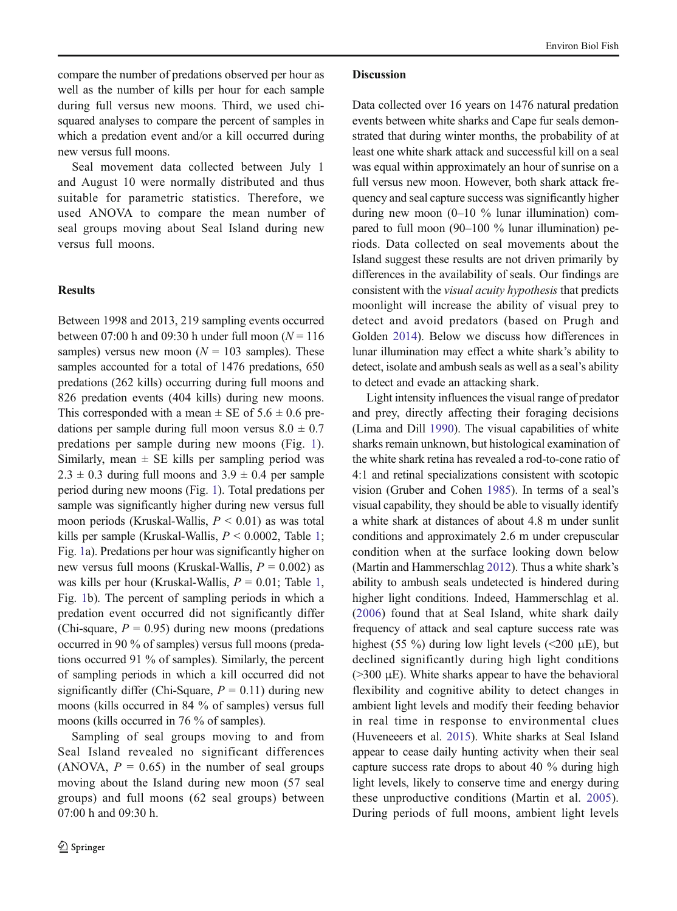compare the number of predations observed per hour as well as the number of kills per hour for each sample during full versus new moons. Third, we used chi-squared analyses to compare the percent of samples in which a predation event and/or a kill occurred during new versus full moons.

Seal movement data collected between July 1 and August 10 were normally distributed and thus suitable for parametric statistics. Therefore, we used ANOVA to compare the mean number of seal groups moving about Seal Island during new versus full moons.

## Results

Between 1998 and 2013, 219 sampling events occurred between 07:00 h and 09:30 h under full moon ($N = 116$ samples) versus new moon ($N = 103$ samples). These samples accounted for a total of 1476 predations, 650 predations (262 kills) occurring during full moons and 826 predation events (404 kills) during new moons. This corresponded with a mean ± SE of 5.6 ± 0.6 predations per sample during full moon versus 8.0 ± 0.7 predations per sample during new moons (Fig. 1). Similarly, mean ± SE kills per sampling period was 2.3 ± 0.3 during full moons and 3.9 ± 0.4 per sample period during new moons (Fig. 1). Total predations per sample was significantly higher during new versus full moon periods (Kruskal-Wallis, $P < 0.01$) as was total kills per sample (Kruskal-Wallis, $P < 0.0002$, Table 1; Fig. 1a). Predations per hour was significantly higher on new versus full moons (Kruskal-Wallis, $P = 0.002$) as was kills per hour (Kruskal-Wallis, $P = 0.01$; Table 1, Fig. 1b). The percent of sampling periods in which a predation event occurred did not significantly differ (Chi-square, $P = 0.95$) during new moons (predations occurred in 90 % of samples) versus full moons (predations occurred 91 % of samples). Similarly, the percent of sampling periods in which a kill occurred did not significantly differ (Chi-Square, $P = 0.11$) during new moons (kills occurred in 84 % of samples) versus full moons (kills occurred in 76 % of samples).

Sampling of seal groups moving to and from Seal Island revealed no significant differences (ANOVA, $P = 0.65$) in the number of seal groups moving about the Island during new moon (57 seal groups) and full moons (62 seal groups) between 07:00 h and 09:30 h.

## Discussion

Data collected over 16 years on 1476 natural predation events between white sharks and Cape fur seals demonstrated that during winter months, the probability of at least one white shark attack and successful kill on a seal was equal within approximately an hour of sunrise on a full versus new moon. However, both shark attack frequency and seal capture success was significantly higher during new moon (0–10 % lunar illumination) compared to full moon (90–100 % lunar illumination) periods. Data collected on seal movements about the Island suggest these results are not driven primarily by differences in the availability of seals. Our findings are consistent with the *visual acuity hypothesis* that predicts moonlight will increase the ability of visual prey to detect and avoid predators (based on Prugh and Golden 2014). Below we discuss how differences in lunar illumination may effect a white shark's ability to detect, isolate and ambush seals as well as a seal's ability to detect and evade an attacking shark.

Light intensity influences the visual range of predator and prey, directly affecting their foraging decisions (Lima and Dill 1990). The visual capabilities of white sharks remain unknown, but histological examination of the white shark retina has revealed a rod-to-cone ratio of 4:1 and retinal specializations consistent with scotopic vision (Gruber and Cohen 1985). In terms of a seal's visual capability, they should be able to visually identify a white shark at distances of about 4.8 m under sunlit conditions and approximately 2.6 m under crepuscular condition when at the surface looking down below (Martin and Hammerschlag 2012). Thus a white shark's ability to ambush seals undetected is hindered during higher light conditions. Indeed, Hammerschlag et al. (2006) found that at Seal Island, white shark daily frequency of attack and seal capture success rate was highest (55 %) during low light levels (<200 μE), but declined significantly during high light conditions (>300 μE). White sharks appear to have the behavioral flexibility and cognitive ability to detect changes in ambient light levels and modify their feeding behavior in real time in response to environmental clues (Huveneeers et al. 2015). White sharks at Seal Island appear to cease daily hunting activity when their seal capture success rate drops to about 40 % during high light levels, likely to conserve time and energy during these unproductive conditions (Martin et al. 2005). During periods of full moons, ambient light levels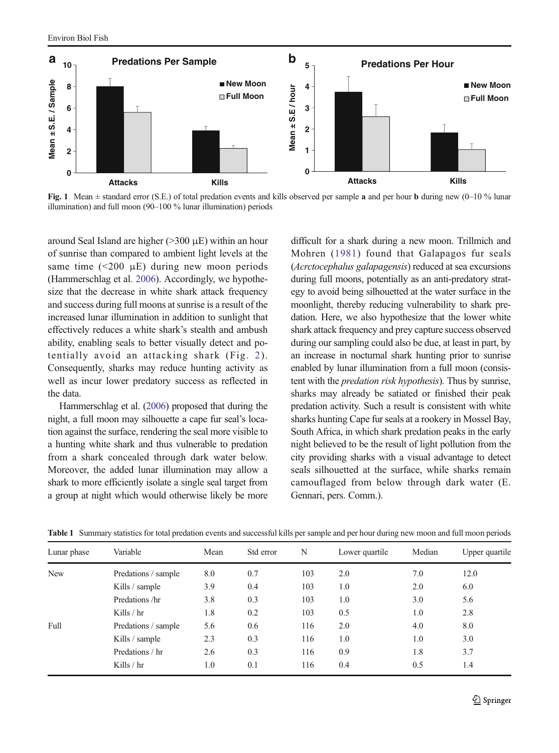**Fig. 1** Mean ± standard error (S.E.) of total predation events and kills observed per sample **a** and per hour **b** during new (0–10 % lunar illumination) and full moon (90–100 % lunar illumination) periods

around Seal Island are higher (>300 μE) within an hour of sunrise than compared to ambient light levels at the same time (<200 μE) during new moon periods (Hammerschlag et al. 2006). Accordingly, we hypothesize that the decrease in white shark attack frequency and success during full moons at sunrise is a result of the increased lunar illumination in addition to sunlight that effectively reduces a white shark's stealth and ambush ability, enabling seals to better visually detect and potentially avoid an attacking shark (Fig. 2). Consequently, sharks may reduce hunting activity as well as incur lower predatory success as reflected in the data.

Hammerschlag et al. (2006) proposed that during the night, a full moon may silhouette a cape fur seal's location against the surface, rendering the seal more visible to a hunting white shark and thus vulnerable to predation from a shark concealed through dark water below. Moreover, the added lunar illumination may allow a shark to more efficiently isolate a single seal target from a group at night which would otherwise likely be more difficult for a shark during a new moon. Trillmich and Mohren (1981) found that Galapagos fur seals (*Acrctocephalus galapagensis*) reduced at sea excursions during full moons, potentially as an anti-predatory strategy to avoid being silhouetted at the water surface in the moonlight, thereby reducing vulnerability to shark predation. Here, we also hypothesize that the lower white shark attack frequency and prey capture success observed during our sampling could also be due, at least in part, by an increase in nocturnal shark hunting prior to sunrise enabled by lunar illumination from a full moon (consistent with the *predation risk hypothesis*). Thus by sunrise, sharks may already be satiated or finished their peak predation activity. Such a result is consistent with white sharks hunting Cape fur seals at a rookery in Mossel Bay, South Africa, in which shark predation peaks in the early night believed to be the result of light pollution from the city providing sharks with a visual advantage to detect seals silhouetted at the surface, while sharks remain camouflaged from below through dark water (E. Gennari, pers. Comm.).

**Table 1** Summary statistics for total predation events and successful kills per sample and per hour during new moon and full moon periods

| Lunar phase | Variable | Mean | Std error | N | Lower quartile | Median | Upper quartile |
|---|---|---|---|---|---|---|---|
| New | Predations / sample | 8.0 | 0.7 | 103 | 2.0 | 7.0 | 12.0 |
| | Kills / sample | 3.9 | 0.4 | 103 | 1.0 | 2.0 | 6.0 |
| | Predations /hr | 3.8 | 0.3 | 103 | 1.0 | 3.0 | 5.6 |
| | Kills / hr | 1.8 | 0.2 | 103 | 0.5 | 1.0 | 2.8 |
| Full | Predations / sample | 5.6 | 0.6 | 116 | 2.0 | 4.0 | 8.0 |
| | Kills / sample | 2.3 | 0.3 | 116 | 1.0 | 1.0 | 3.0 |
| | Predations / hr | 2.6 | 0.3 | 116 | 0.9 | 1.8 | 3.7 |
| | Kills / hr | 1.0 | 0.1 | 116 | 0.4 | 0.5 | 1.4 |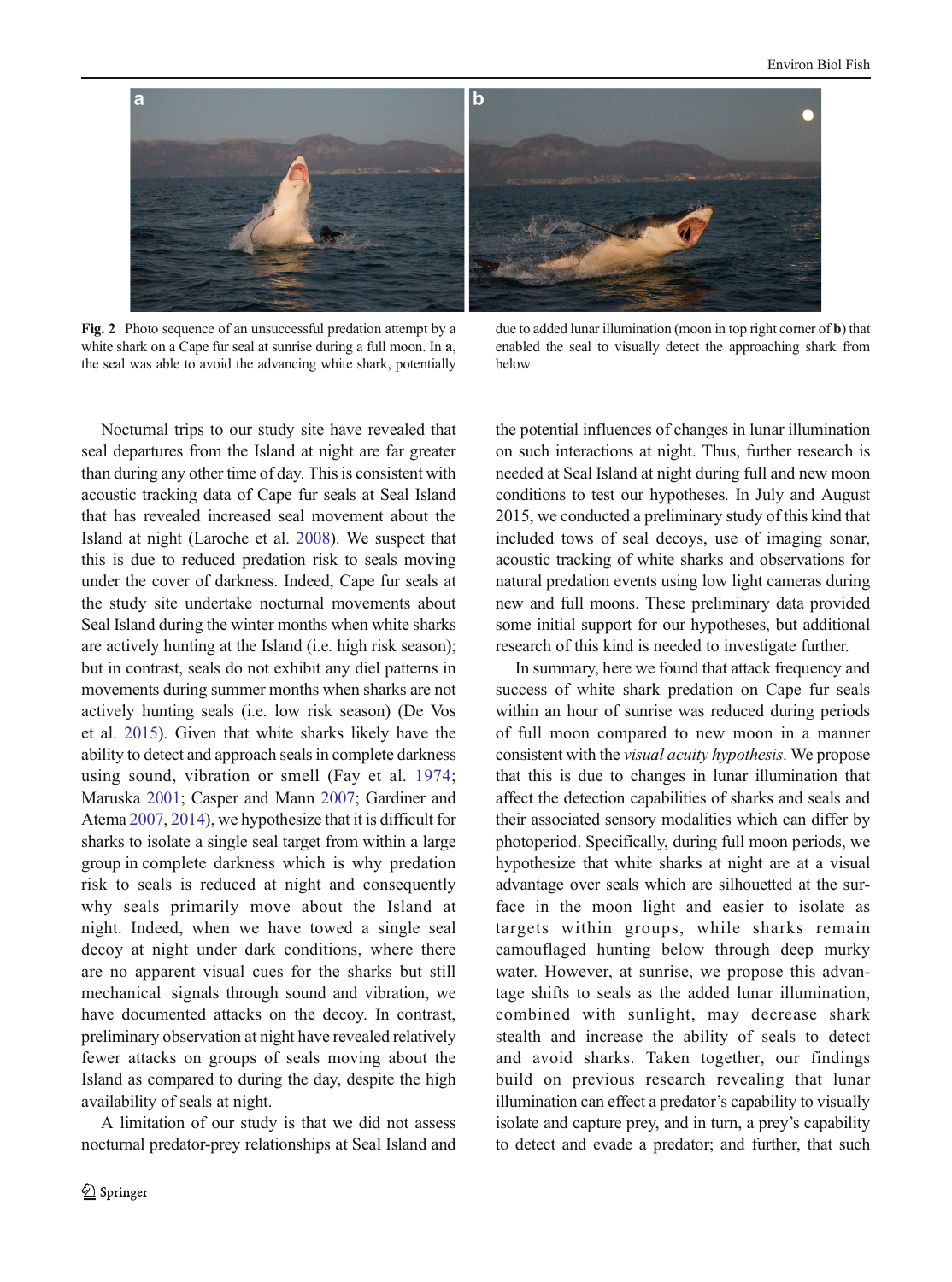Fig. 2 Photo sequence of an unsuccessful predation attempt by a white shark on a Cape fur seal at sunrise during a full moon. In **a**, the seal was able to avoid the advancing white shark, potentially due to added lunar illumination (moon in top right corner of **b**) that enabled the seal to visually detect the approaching shark from below

Nocturnal trips to our study site have revealed that seal departures from the Island at night are far greater than during any other time of day. This is consistent with acoustic tracking data of Cape fur seals at Seal Island that has revealed increased seal movement about the Island at night (Laroche et al. 2008). We suspect that this is due to reduced predation risk to seals moving under the cover of darkness. Indeed, Cape fur seals at the study site undertake nocturnal movements about Seal Island during the winter months when white sharks are actively hunting at the Island (i.e. high risk season); but in contrast, seals do not exhibit any diel patterns in movements during summer months when sharks are not actively hunting seals (i.e. low risk season) (De Vos et al. 2015). Given that white sharks likely have the ability to detect and approach seals in complete darkness using sound, vibration or smell (Fay et al. 1974; Maruska 2001; Casper and Mann 2007; Gardiner and Atema 2007, 2014), we hypothesize that it is difficult for sharks to isolate a single seal target from within a large group in complete darkness which is why predation risk to seals is reduced at night and consequently why seals primarily move about the Island at night. Indeed, when we have towed a single seal decoy at night under dark conditions, where there are no apparent visual cues for the sharks but still mechanical signals through sound and vibration, we have documented attacks on the decoy. In contrast, preliminary observation at night have revealed relatively fewer attacks on groups of seals moving about the Island as compared to during the day, despite the high availability of seals at night.

A limitation of our study is that we did not assess nocturnal predator-prey relationships at Seal Island and the potential influences of changes in lunar illumination on such interactions at night. Thus, further research is needed at Seal Island at night during full and new moon conditions to test our hypotheses. In July and August 2015, we conducted a preliminary study of this kind that included tows of seal decoys, use of imaging sonar, acoustic tracking of white sharks and observations for natural predation events using low light cameras during new and full moons. These preliminary data provided some initial support for our hypotheses, but additional research of this kind is needed to investigate further.

In summary, here we found that attack frequency and success of white shark predation on Cape fur seals within an hour of sunrise was reduced during periods of full moon compared to new moon in a manner consistent with the *visual acuity hypothesis*. We propose that this is due to changes in lunar illumination that affect the detection capabilities of sharks and seals and their associated sensory modalities which can differ by photoperiod. Specifically, during full moon periods, we hypothesize that white sharks at night are at a visual advantage over seals which are silhouetted at the surface in the moon light and easier to isolate as targets within groups, while sharks remain camouflaged hunting below through deep murky water. However, at sunrise, we propose this advantage shifts to seals as the added lunar illumination, combined with sunlight, may decrease shark stealth and increase the ability of seals to detect and avoid sharks. Taken together, our findings build on previous research revealing that lunar illumination can effect a predator's capability to visually isolate and capture prey, and in turn, a prey's capability to detect and evade a predator; and further, that such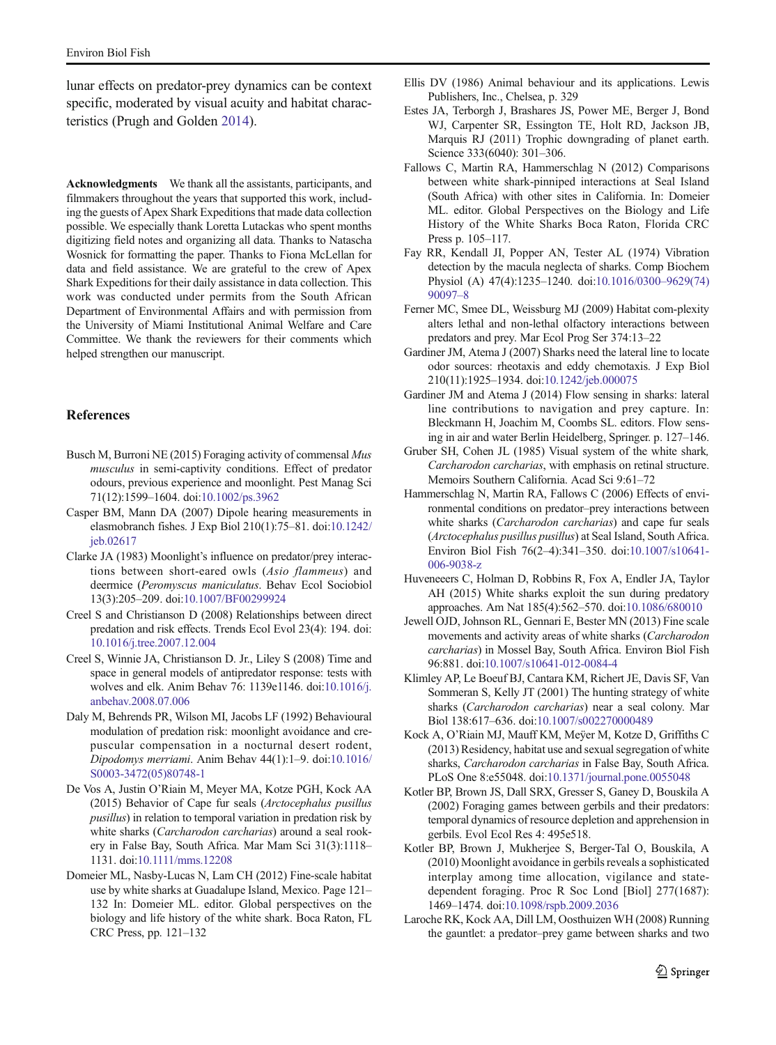lunar effects on predator-prey dynamics can be context specific, moderated by visual acuity and habitat characteristics (Prugh and Golden 2014).

**Acknowledgments** We thank all the assistants, participants, and filmmakers throughout the years that supported this work, including the guests of Apex Shark Expeditions that made data collection possible. We especially thank Loretta Lutackas who spent months digitizing field notes and organizing all data. Thanks to Natascha Wosnick for formatting the paper. Thanks to Fiona McLellan for data and field assistance. We are grateful to the crew of Apex Shark Expeditions for their daily assistance in data collection. This work was conducted under permits from the South African Department of Environmental Affairs and with permission from the University of Miami Institutional Animal Welfare and Care Committee. We thank the reviewers for their comments which helped strengthen our manuscript.

## References

Busch M, Burroni NE (2015) Foraging activity of commensal *Mus musculus* in semi-captivity conditions. Effect of predator odours, previous experience and moonlight. Pest Manag Sci 71(12):1599–1604. doi:10.1002/ps.3962

Casper BM, Mann DA (2007) Dipole hearing measurements in elasmobranch fishes. J Exp Biol 210(1):75–81. doi:10.1242/jeb.02617

Clarke JA (1983) Moonlight's influence on predator/prey interactions between short-eared owls (*Asio flammeus*) and deermice (*Peromyscus maniculatus*. Behav Ecol Sociobiol 13(3):205–209. doi:10.1007/BF00299924

Creel S and Christianson D (2008) Relationships between direct predation and risk effects. Trends Ecol Evol 23(4): 194. doi:10.1016/j.tree.2007.12.004

Creel S, Winnie JA, Christianson D. Jr., Liley S (2008) Time and space in general models of antipredator response: tests with wolves and elk. Anim Behav 76: 1139e1146. doi:10.1016/j.anbehav.2008.07.006

Daly M, Behrends PR, Wilson MI, Jacobs LF (1992) Behavioural modulation of predation risk: moonlight avoidance and crepuscular compensation in a nocturnal desert rodent, *Dipodomys merriami*. Anim Behav 44(1):1–9. doi:10.1016/S0003-3472(05)80748-1

De Vos A, Justin O'Riain M, Meyer MA, Kotze PGH, Kock AA (2015) Behavior of Cape fur seals (*Arctocephalus pusillus pusillus*) in relation to temporal variation in predation risk by white sharks (*Carcharodon carcharias*) around a seal rookery in False Bay, South Africa. Mar Mam Sci 31(3):1118–1131. doi:10.1111/mms.12208

Domeier ML, Nasby-Lucas N, Lam CH (2012) Fine-scale habitat use by white sharks at Guadalupe Island, Mexico. Page 121–132 In: Domeier ML. editor. Global perspectives on the biology and life history of the white shark. Boca Raton, FL CRC Press, pp. 121–132

Ellis DV (1986) Animal behaviour and its applications. Lewis Publishers, Inc., Chelsea, p. 329

Estes JA, Terborgh J, Brashares JS, Power ME, Berger J, Bond WJ, Carpenter SR, Essington TE, Holt RD, Jackson JB, Marquis RJ (2011) Trophic downgrading of planet earth. Science 333(6040): 301–306.

Fallows C, Martin RA, Hammerschlag N (2012) Comparisons between white shark-pinniped interactions at Seal Island (South Africa) with other sites in California. In: Domeier ML. editor. Global Perspectives on the Biology and Life History of the White Sharks Boca Raton, Florida CRC Press p. 105–117.

Fay RR, Kendall JI, Popper AN, Tester AL (1974) Vibration detection by the macula neglecta of sharks. Comp Biochem Physiol (A) 47(4):1235–1240. doi:10.1016/0300–9629(74)90097–8

Ferner MC, Smee DL, Weissburg MJ (2009) Habitat com-plexity alters lethal and non-lethal olfactory interactions between predators and prey. Mar Ecol Prog Ser 374:13–22

Gardiner JM, Atema J (2007) Sharks need the lateral line to locate odor sources: rheotaxis and eddy chemotaxis. J Exp Biol 210(11):1925–1934. doi:10.1242/jeb.000075

Gardiner JM and Atema J (2014) Flow sensing in sharks: lateral line contributions to navigation and prey capture. In: Bleckmann H, Joachim M, Coombs SL. editors. Flow sensing in air and water Berlin Heidelberg, Springer. p. 127–146.

Gruber SH, Cohen JL (1985) Visual system of the white shark, *Carcharodon carcharias*, with emphasis on retinal structure. Memoirs Southern California. Acad Sci 9:61–72

Hammerschlag N, Martin RA, Fallows C (2006) Effects of environmental conditions on predator–prey interactions between white sharks (*Carcharodon carcharias*) and cape fur seals (*Arctocephalus pusillus pusillus*) at Seal Island, South Africa. Environ Biol Fish 76(2–4):341–350. doi:10.1007/s10641-006-9038-z

Huveneeers C, Holman D, Robbins R, Fox A, Endler JA, Taylor AH (2015) White sharks exploit the sun during predatory approaches. Am Nat 185(4):562–570. doi:10.1086/680010

Jewell OJD, Johnson RL, Gennari E, Bester MN (2013) Fine scale movements and activity areas of white sharks (*Carcharodon carcharias*) in Mossel Bay, South Africa. Environ Biol Fish 96:881. doi:10.1007/s10641-012-0084-4

Klimley AP, Le Boeuf BJ, Cantara KM, Richert JE, Davis SF, Van Sommeran S, Kelly JT (2001) The hunting strategy of white sharks (*Carcharodon carcharias*) near a seal colony. Mar Biol 138:617–636. doi:10.1007/s002270000489

Kock A, O'Riain MJ, Mauff KM, Meÿer M, Kotze D, Griffiths C (2013) Residency, habitat use and sexual segregation of white sharks, *Carcharodon carcharias* in False Bay, South Africa. PLoS One 8:e55048. doi:10.1371/journal.pone.0055048

Kotler BP, Brown JS, Dall SRX, Gresser S, Ganey D, Bouskila A (2002) Foraging games between gerbils and their predators: temporal dynamics of resource depletion and apprehension in gerbils. Evol Ecol Res 4: 495e518.

Kotler BP, Brown J, Mukherjee S, Berger-Tal O, Bouskila, A (2010) Moonlight avoidance in gerbils reveals a sophisticated interplay among time allocation, vigilance and state-dependent foraging. Proc R Soc Lond [Biol] 277(1687): 1469–1474. doi:10.1098/rspb.2009.2036

Laroche RK, Kock AA, Dill LM, Oosthuizen WH (2008) Running the gauntlet: a predator–prey game between sharks and two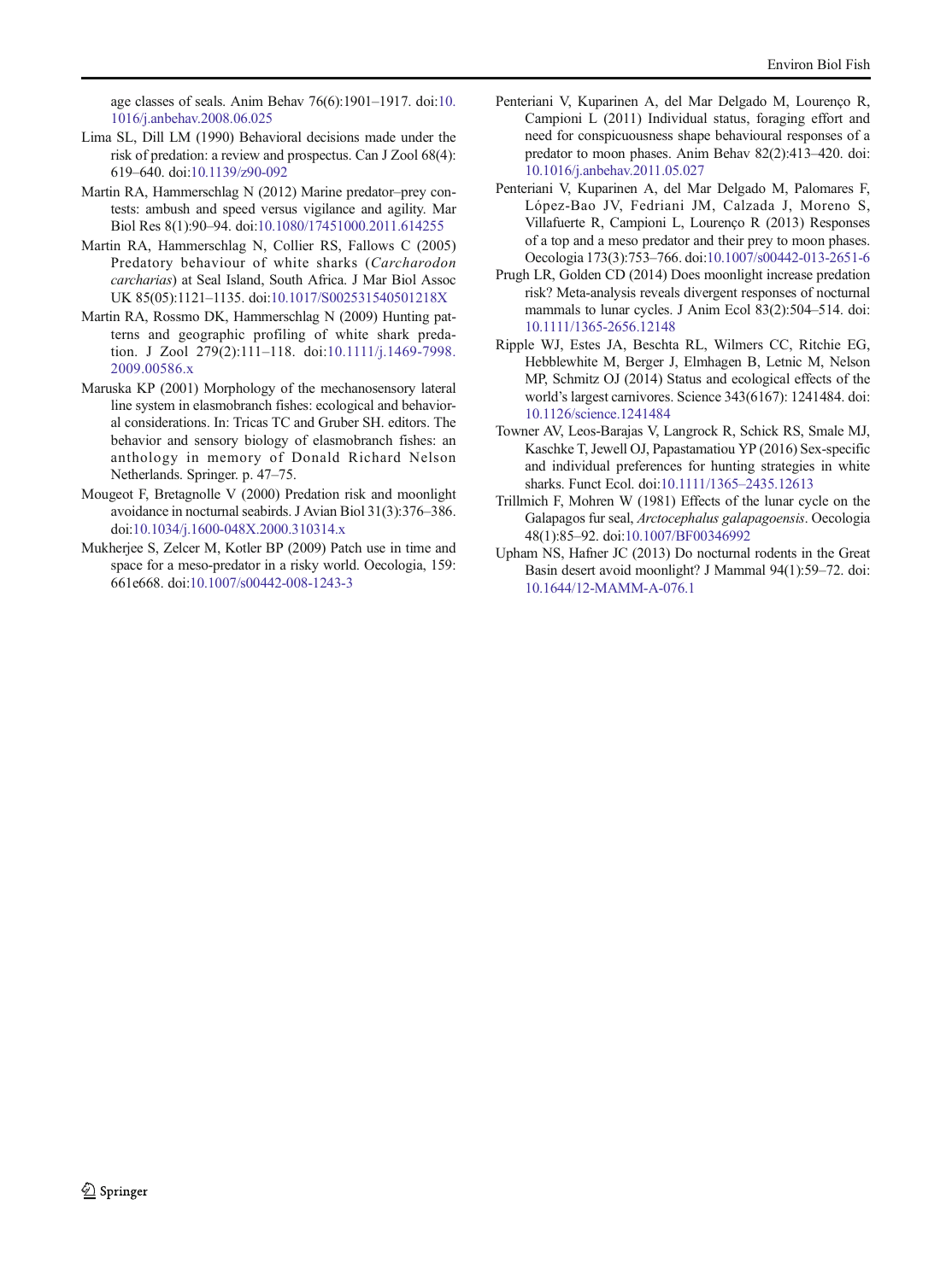age classes of seals. Anim Behav 76(6):1901–1917. doi:10.1016/j.anbehav.2008.06.025

Lima SL, Dill LM (1990) Behavioral decisions made under the risk of predation: a review and prospectus. Can J Zool 68(4): 619–640. doi:10.1139/z90-092

Martin RA, Hammerschlag N (2012) Marine predator–prey contests: ambush and speed versus vigilance and agility. Mar Biol Res 8(1):90–94. doi:10.1080/17451000.2011.614255

Martin RA, Hammerschlag N, Collier RS, Fallows C (2005) Predatory behaviour of white sharks (*Carcharodon carcharias*) at Seal Island, South Africa. J Mar Biol Assoc UK 85(05):1121–1135. doi:10.1017/S002531540501218X

Martin RA, Rossmo DK, Hammerschlag N (2009) Hunting patterns and geographic profiling of white shark predation. J Zool 279(2):111–118. doi:10.1111/j.1469-7998.2009.00586.x

Maruska KP (2001) Morphology of the mechanosensory lateral line system in elasmobranch fishes: ecological and behavioral considerations. In: Tricas TC and Gruber SH. editors. The behavior and sensory biology of elasmobranch fishes: an anthology in memory of Donald Richard Nelson Netherlands. Springer. p. 47–75.

Mougeot F, Bretagnolle V (2000) Predation risk and moonlight avoidance in nocturnal seabirds. J Avian Biol 31(3):376–386. doi:10.1034/j.1600-048X.2000.310314.x

Mukherjee S, Zelcer M, Kotler BP (2009) Patch use in time and space for a meso-predator in a risky world. Oecologia, 159: 661e668. doi:10.1007/s00442-008-1243-3

Penteriani V, Kuparinen A, del Mar Delgado M, Lourenço R, Campioni L (2011) Individual status, foraging effort and need for conspicuousness shape behavioural responses of a predator to moon phases. Anim Behav 82(2):413–420. doi:10.1016/j.anbehav.2011.05.027

Penteriani V, Kuparinen A, del Mar Delgado M, Palomares F, López-Bao JV, Fedriani JM, Calzada J, Moreno S, Villafuerte R, Campioni L, Lourenço R (2013) Responses of a top and a meso predator and their prey to moon phases. Oecologia 173(3):753–766. doi:10.1007/s00442-013-2651-6

Prugh LR, Golden CD (2014) Does moonlight increase predation risk? Meta-analysis reveals divergent responses of nocturnal mammals to lunar cycles. J Anim Ecol 83(2):504–514. doi:10.1111/1365-2656.12148

Ripple WJ, Estes JA, Beschta RL, Wilmers CC, Ritchie EG, Hebblewhite M, Berger J, Elmhagen B, Letnic M, Nelson MP, Schmitz OJ (2014) Status and ecological effects of the world's largest carnivores. Science 343(6167): 1241484. doi:10.1126/science.1241484

Towner AV, Leos-Barajas V, Langrock R, Schick RS, Smale MJ, Kaschke T, Jewell OJ, Papastamatiou YP (2016) Sex-specific and individual preferences for hunting strategies in white sharks. Funct Ecol. doi:10.1111/1365–2435.12613

Trillmich F, Mohren W (1981) Effects of the lunar cycle on the Galapagos fur seal, *Arctocephalus galapagoensis*. Oecologia 48(1):85–92. doi:10.1007/BF00346992

Upham NS, Hafner JC (2013) Do nocturnal rodents in the Great Basin desert avoid moonlight? J Mammal 94(1):59–72. doi:10.1644/12-MAMM-A-076.1